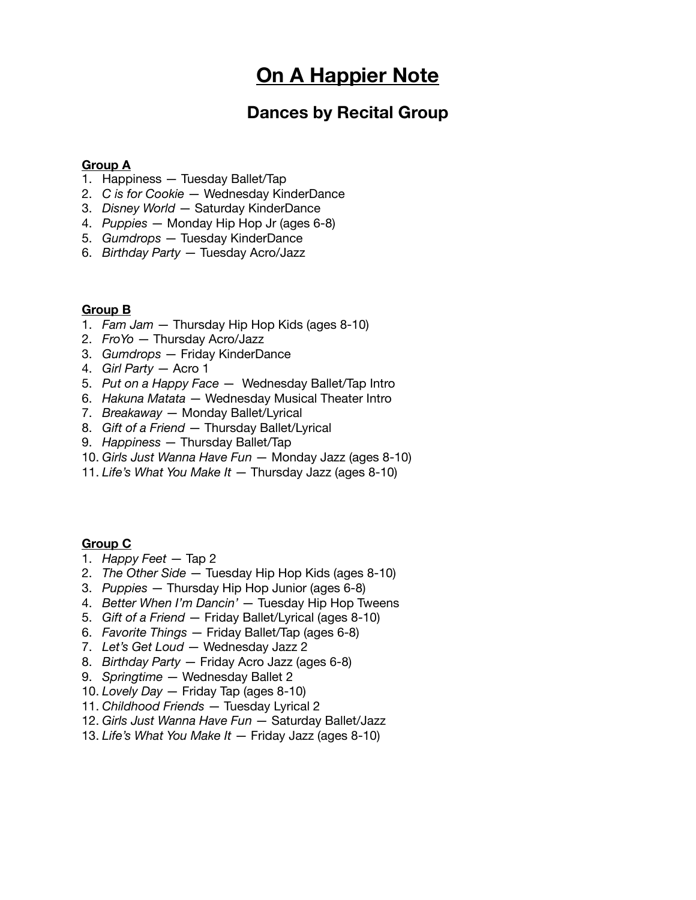# On A Happier Note

## Dances by Recital Group

**Group A**

1. Happiness — Tuesday Ballet/Tap
2. *C is for Cookie* — Wednesday KinderDance
3. *Disney World* — Saturday KinderDance
4. *Puppies* — Monday Hip Hop Jr (ages 6-8)
5. *Gumdrops* — Tuesday KinderDance
6. *Birthday Party* — Tuesday Acro/Jazz

**Group B**

1. *Fam Jam* — Thursday Hip Hop Kids (ages 8-10)
2. *FroYo* — Thursday Acro/Jazz
3. *Gumdrops* — Friday KinderDance
4. *Girl Party* — Acro 1
5. *Put on a Happy Face* — Wednesday Ballet/Tap Intro
6. *Hakuna Matata* — Wednesday Musical Theater Intro
7. *Breakaway* — Monday Ballet/Lyrical
8. *Gift of a Friend* — Thursday Ballet/Lyrical
9. *Happiness* — Thursday Ballet/Tap
10. *Girls Just Wanna Have Fun* — Monday Jazz (ages 8-10)
11. *Life's What You Make It* — Thursday Jazz (ages 8-10)

**Group C**

1. *Happy Feet* — Tap 2
2. *The Other Side* — Tuesday Hip Hop Kids (ages 8-10)
3. *Puppies* — Thursday Hip Hop Junior (ages 6-8)
4. *Better When I'm Dancin'* — Tuesday Hip Hop Tweens
5. *Gift of a Friend* — Friday Ballet/Lyrical (ages 8-10)
6. *Favorite Things* — Friday Ballet/Tap (ages 6-8)
7. *Let's Get Loud* — Wednesday Jazz 2
8. *Birthday Party* — Friday Acro Jazz (ages 6-8)
9. *Springtime* — Wednesday Ballet 2
10. *Lovely Day* — Friday Tap (ages 8-10)
11. *Childhood Friends* — Tuesday Lyrical 2
12. *Girls Just Wanna Have Fun* — Saturday Ballet/Jazz
13. *Life's What You Make It* — Friday Jazz (ages 8-10)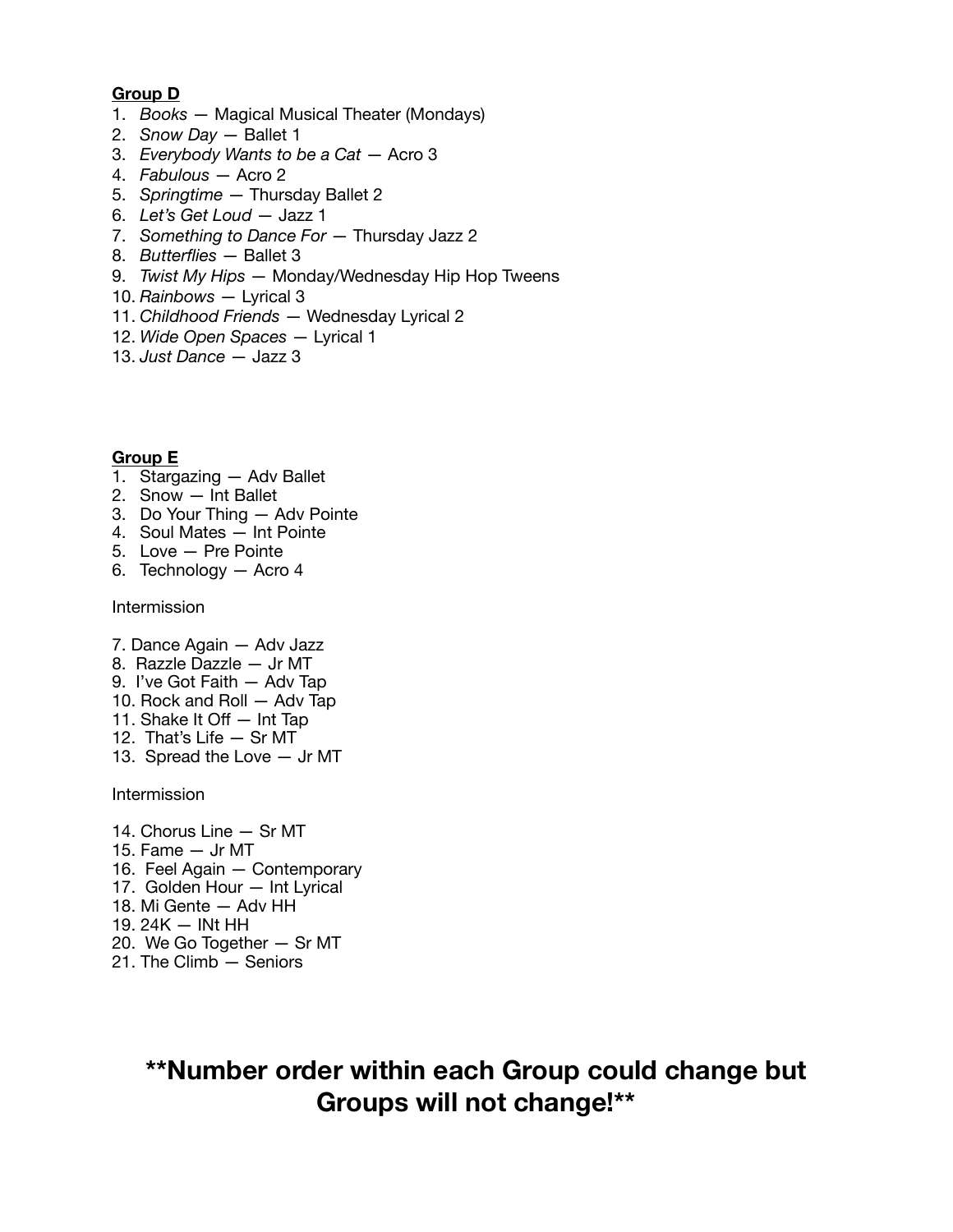**Group D**

1. *Books* — Magical Musical Theater (Mondays)
2. *Snow Day* — Ballet 1
3. *Everybody Wants to be a Cat* — Acro 3
4. *Fabulous* — Acro 2
5. *Springtime* — Thursday Ballet 2
6. *Let's Get Loud* — Jazz 1
7. *Something to Dance For* — Thursday Jazz 2
8. *Butterflies* — Ballet 3
9. *Twist My Hips* — Monday/Wednesday Hip Hop Tweens
10. *Rainbows* — Lyrical 3
11. *Childhood Friends* — Wednesday Lyrical 2
12. *Wide Open Spaces* — Lyrical 1
13. *Just Dance* — Jazz 3

**Group E**

1. Stargazing — Adv Ballet
2. Snow — Int Ballet
3. Do Your Thing — Adv Pointe
4. Soul Mates — Int Pointe
5. Love — Pre Pointe
6. Technology — Acro 4

Intermission

7. Dance Again — Adv Jazz
8. Razzle Dazzle — Jr MT
9. I've Got Faith — Adv Tap
10. Rock and Roll — Adv Tap
11. Shake It Off — Int Tap
12. That's Life — Sr MT
13. Spread the Love — Jr MT

Intermission

14. Chorus Line — Sr MT
15. Fame — Jr MT
16. Feel Again — Contemporary
17. Golden Hour — Int Lyrical
18. Mi Gente — Adv HH
19. 24K — INt HH
20. We Go Together — Sr MT
21. The Climb — Seniors

## **Number order within each Group could change but Groups will not change!**